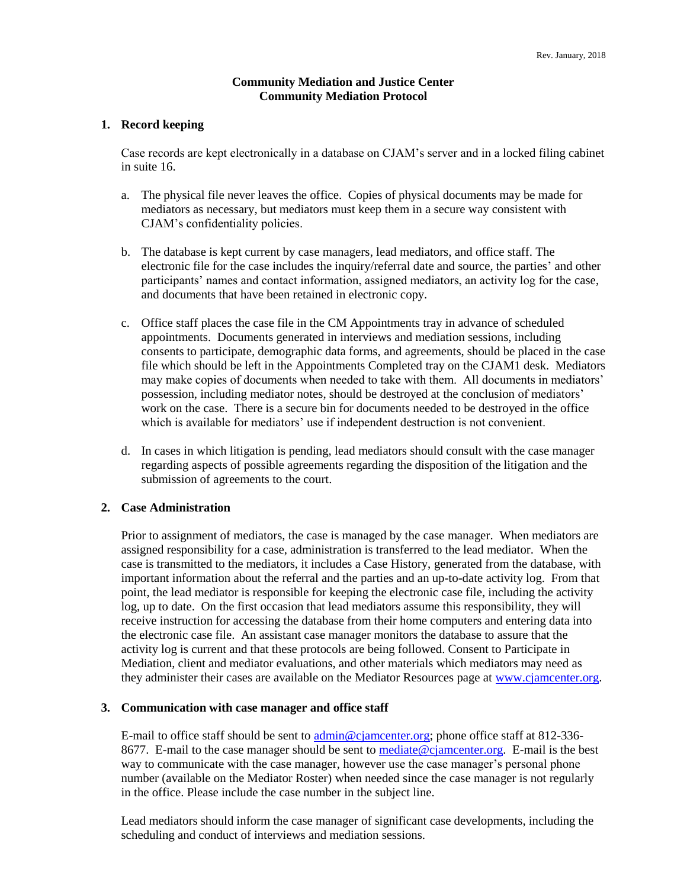Rev. January, 2018

# Community Mediation and Justice Center
# Community Mediation Protocol

## 1. Record keeping

Case records are kept electronically in a database on CJAM's server and in a locked filing cabinet in suite 16.

a. The physical file never leaves the office. Copies of physical documents may be made for mediators as necessary, but mediators must keep them in a secure way consistent with CJAM's confidentiality policies.

b. The database is kept current by case managers, lead mediators, and office staff. The electronic file for the case includes the inquiry/referral date and source, the parties' and other participants' names and contact information, assigned mediators, an activity log for the case, and documents that have been retained in electronic copy.

c. Office staff places the case file in the CM Appointments tray in advance of scheduled appointments. Documents generated in interviews and mediation sessions, including consents to participate, demographic data forms, and agreements, should be placed in the case file which should be left in the Appointments Completed tray on the CJAM1 desk. Mediators may make copies of documents when needed to take with them. All documents in mediators' possession, including mediator notes, should be destroyed at the conclusion of mediators' work on the case. There is a secure bin for documents needed to be destroyed in the office which is available for mediators' use if independent destruction is not convenient.

d. In cases in which litigation is pending, lead mediators should consult with the case manager regarding aspects of possible agreements regarding the disposition of the litigation and the submission of agreements to the court.

## 2. Case Administration

Prior to assignment of mediators, the case is managed by the case manager. When mediators are assigned responsibility for a case, administration is transferred to the lead mediator. When the case is transmitted to the mediators, it includes a Case History, generated from the database, with important information about the referral and the parties and an up-to-date activity log. From that point, the lead mediator is responsible for keeping the electronic case file, including the activity log, up to date. On the first occasion that lead mediators assume this responsibility, they will receive instruction for accessing the database from their home computers and entering data into the electronic case file. An assistant case manager monitors the database to assure that the activity log is current and that these protocols are being followed. Consent to Participate in Mediation, client and mediator evaluations, and other materials which mediators may need as they administer their cases are available on the Mediator Resources page at www.cjamcenter.org.

## 3. Communication with case manager and office staff

E-mail to office staff should be sent to admin@cjamcenter.org; phone office staff at 812-336-8677. E-mail to the case manager should be sent to mediate@cjamcenter.org. E-mail is the best way to communicate with the case manager, however use the case manager's personal phone number (available on the Mediator Roster) when needed since the case manager is not regularly in the office. Please include the case number in the subject line.

Lead mediators should inform the case manager of significant case developments, including the scheduling and conduct of interviews and mediation sessions.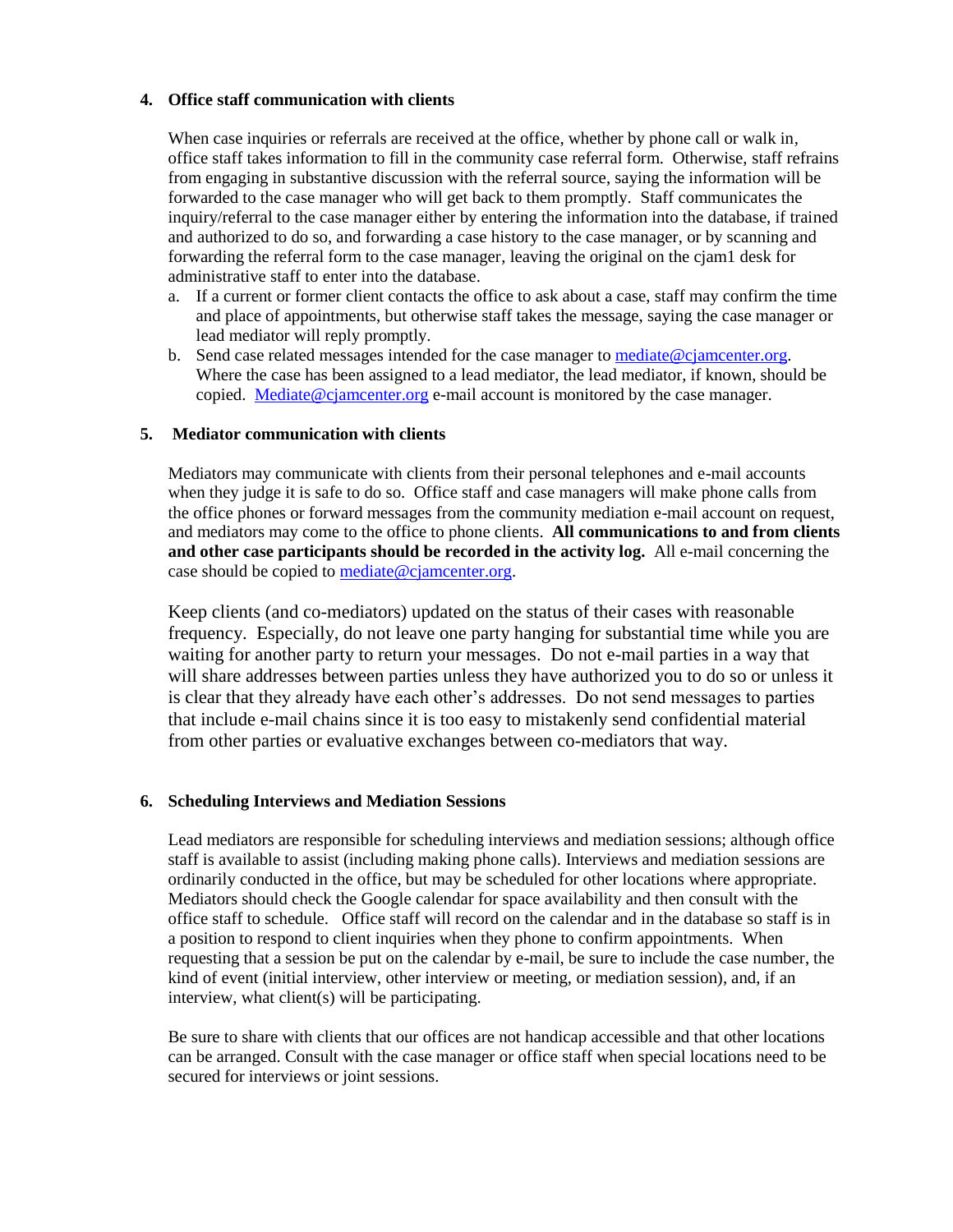## 4. Office staff communication with clients

When case inquiries or referrals are received at the office, whether by phone call or walk in, office staff takes information to fill in the community case referral form. Otherwise, staff refrains from engaging in substantive discussion with the referral source, saying the information will be forwarded to the case manager who will get back to them promptly. Staff communicates the inquiry/referral to the case manager either by entering the information into the database, if trained and authorized to do so, and forwarding a case history to the case manager, or by scanning and forwarding the referral form to the case manager, leaving the original on the cjam1 desk for administrative staff to enter into the database.

a. If a current or former client contacts the office to ask about a case, staff may confirm the time and place of appointments, but otherwise staff takes the message, saying the case manager or lead mediator will reply promptly.
b. Send case related messages intended for the case manager to [mediate@cjamcenter.org](mailto:mediate@cjamcenter.org). Where the case has been assigned to a lead mediator, the lead mediator, if known, should be copied. [Mediate@cjamcenter.org](mailto:Mediate@cjamcenter.org) e-mail account is monitored by the case manager.

## 5. Mediator communication with clients

Mediators may communicate with clients from their personal telephones and e-mail accounts when they judge it is safe to do so. Office staff and case managers will make phone calls from the office phones or forward messages from the community mediation e-mail account on request, and mediators may come to the office to phone clients. **All communications to and from clients and other case participants should be recorded in the activity log.** All e-mail concerning the case should be copied to [mediate@cjamcenter.org](mailto:mediate@cjamcenter.org).

Keep clients (and co-mediators) updated on the status of their cases with reasonable frequency. Especially, do not leave one party hanging for substantial time while you are waiting for another party to return your messages. Do not e-mail parties in a way that will share addresses between parties unless they have authorized you to do so or unless it is clear that they already have each other's addresses. Do not send messages to parties that include e-mail chains since it is too easy to mistakenly send confidential material from other parties or evaluative exchanges between co-mediators that way.

## 6. Scheduling Interviews and Mediation Sessions

Lead mediators are responsible for scheduling interviews and mediation sessions; although office staff is available to assist (including making phone calls). Interviews and mediation sessions are ordinarily conducted in the office, but may be scheduled for other locations where appropriate. Mediators should check the Google calendar for space availability and then consult with the office staff to schedule. Office staff will record on the calendar and in the database so staff is in a position to respond to client inquiries when they phone to confirm appointments. When requesting that a session be put on the calendar by e-mail, be sure to include the case number, the kind of event (initial interview, other interview or meeting, or mediation session), and, if an interview, what client(s) will be participating.

Be sure to share with clients that our offices are not handicap accessible and that other locations can be arranged. Consult with the case manager or office staff when special locations need to be secured for interviews or joint sessions.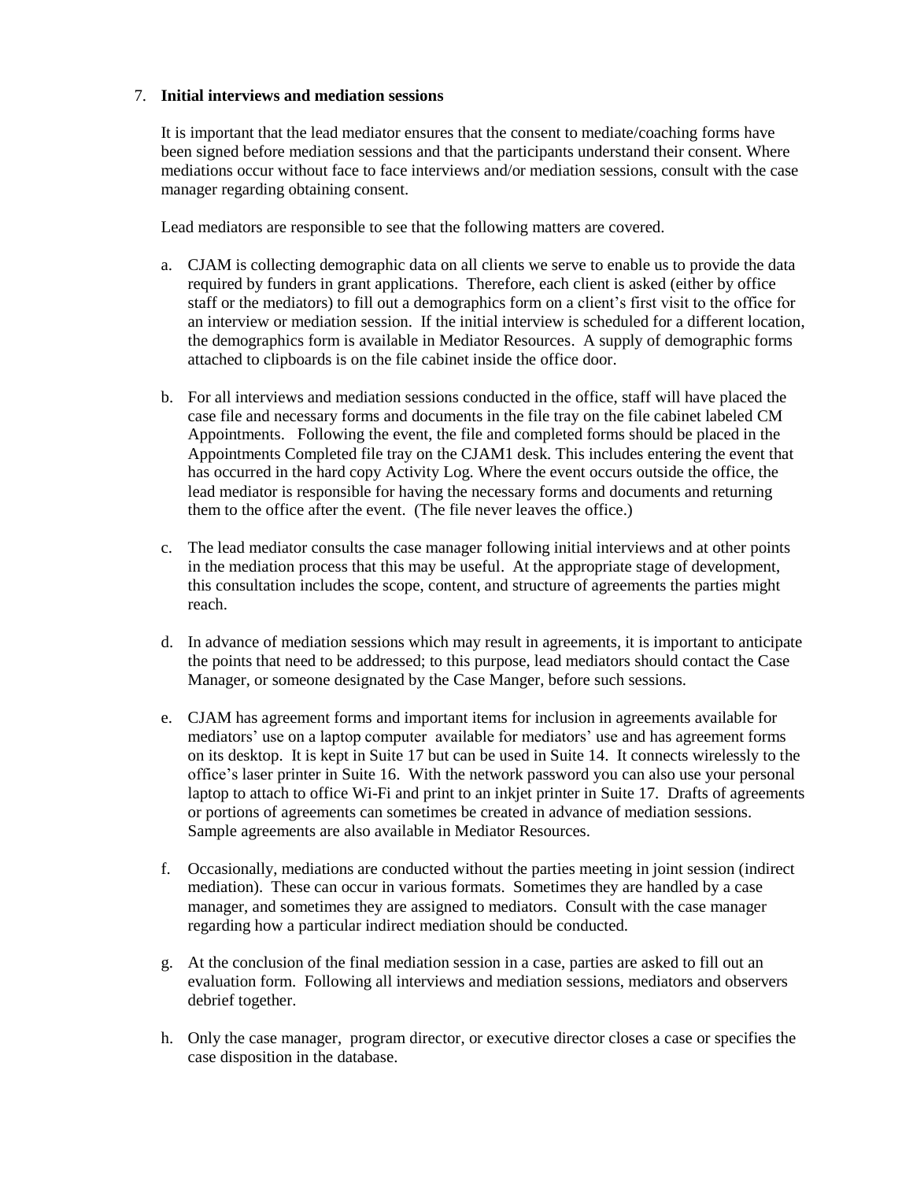7. **Initial interviews and mediation sessions**

   It is important that the lead mediator ensures that the consent to mediate/coaching forms have been signed before mediation sessions and that the participants understand their consent. Where mediations occur without face to face interviews and/or mediation sessions, consult with the case manager regarding obtaining consent.

   Lead mediators are responsible to see that the following matters are covered.

   a. CJAM is collecting demographic data on all clients we serve to enable us to provide the data required by funders in grant applications. Therefore, each client is asked (either by office staff or the mediators) to fill out a demographics form on a client's first visit to the office for an interview or mediation session. If the initial interview is scheduled for a different location, the demographics form is available in Mediator Resources. A supply of demographic forms attached to clipboards is on the file cabinet inside the office door.

   b. For all interviews and mediation sessions conducted in the office, staff will have placed the case file and necessary forms and documents in the file tray on the file cabinet labeled CM Appointments. Following the event, the file and completed forms should be placed in the Appointments Completed file tray on the CJAM1 desk. This includes entering the event that has occurred in the hard copy Activity Log. Where the event occurs outside the office, the lead mediator is responsible for having the necessary forms and documents and returning them to the office after the event. (The file never leaves the office.)

   c. The lead mediator consults the case manager following initial interviews and at other points in the mediation process that this may be useful. At the appropriate stage of development, this consultation includes the scope, content, and structure of agreements the parties might reach.

   d. In advance of mediation sessions which may result in agreements, it is important to anticipate the points that need to be addressed; to this purpose, lead mediators should contact the Case Manager, or someone designated by the Case Manger, before such sessions.

   e. CJAM has agreement forms and important items for inclusion in agreements available for mediators' use on a laptop computer available for mediators' use and has agreement forms on its desktop. It is kept in Suite 17 but can be used in Suite 14. It connects wirelessly to the office's laser printer in Suite 16. With the network password you can also use your personal laptop to attach to office Wi-Fi and print to an inkjet printer in Suite 17. Drafts of agreements or portions of agreements can sometimes be created in advance of mediation sessions. Sample agreements are also available in Mediator Resources.

   f. Occasionally, mediations are conducted without the parties meeting in joint session (indirect mediation). These can occur in various formats. Sometimes they are handled by a case manager, and sometimes they are assigned to mediators. Consult with the case manager regarding how a particular indirect mediation should be conducted.

   g. At the conclusion of the final mediation session in a case, parties are asked to fill out an evaluation form. Following all interviews and mediation sessions, mediators and observers debrief together.

   h. Only the case manager, program director, or executive director closes a case or specifies the case disposition in the database.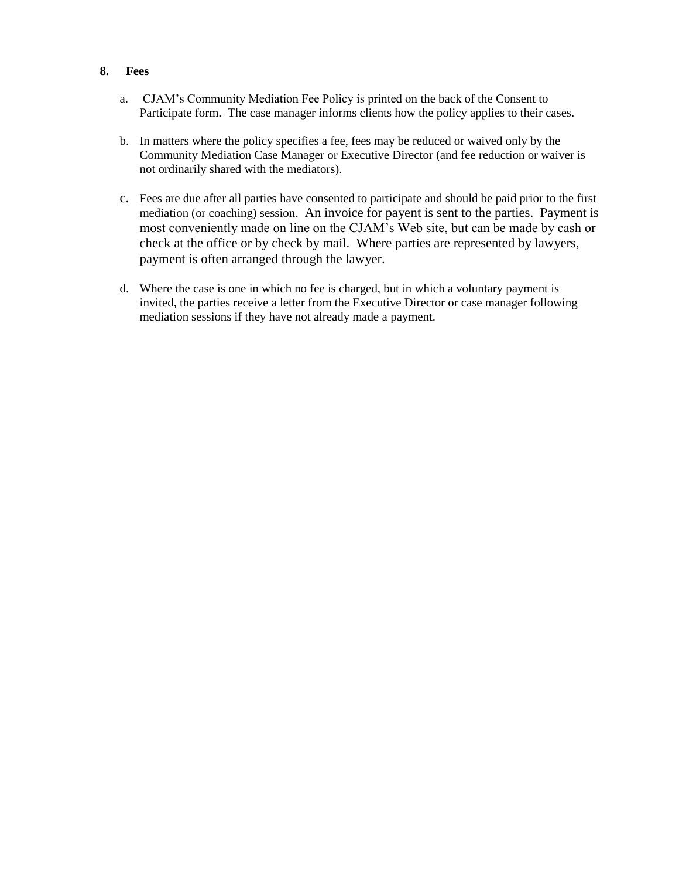## 8. Fees

a. CJAM's Community Mediation Fee Policy is printed on the back of the Consent to Participate form. The case manager informs clients how the policy applies to their cases.

b. In matters where the policy specifies a fee, fees may be reduced or waived only by the Community Mediation Case Manager or Executive Director (and fee reduction or waiver is not ordinarily shared with the mediators).

c. Fees are due after all parties have consented to participate and should be paid prior to the first mediation (or coaching) session. An invoice for payent is sent to the parties. Payment is most conveniently made on line on the CJAM's Web site, but can be made by cash or check at the office or by check by mail. Where parties are represented by lawyers, payment is often arranged through the lawyer.

d. Where the case is one in which no fee is charged, but in which a voluntary payment is invited, the parties receive a letter from the Executive Director or case manager following mediation sessions if they have not already made a payment.